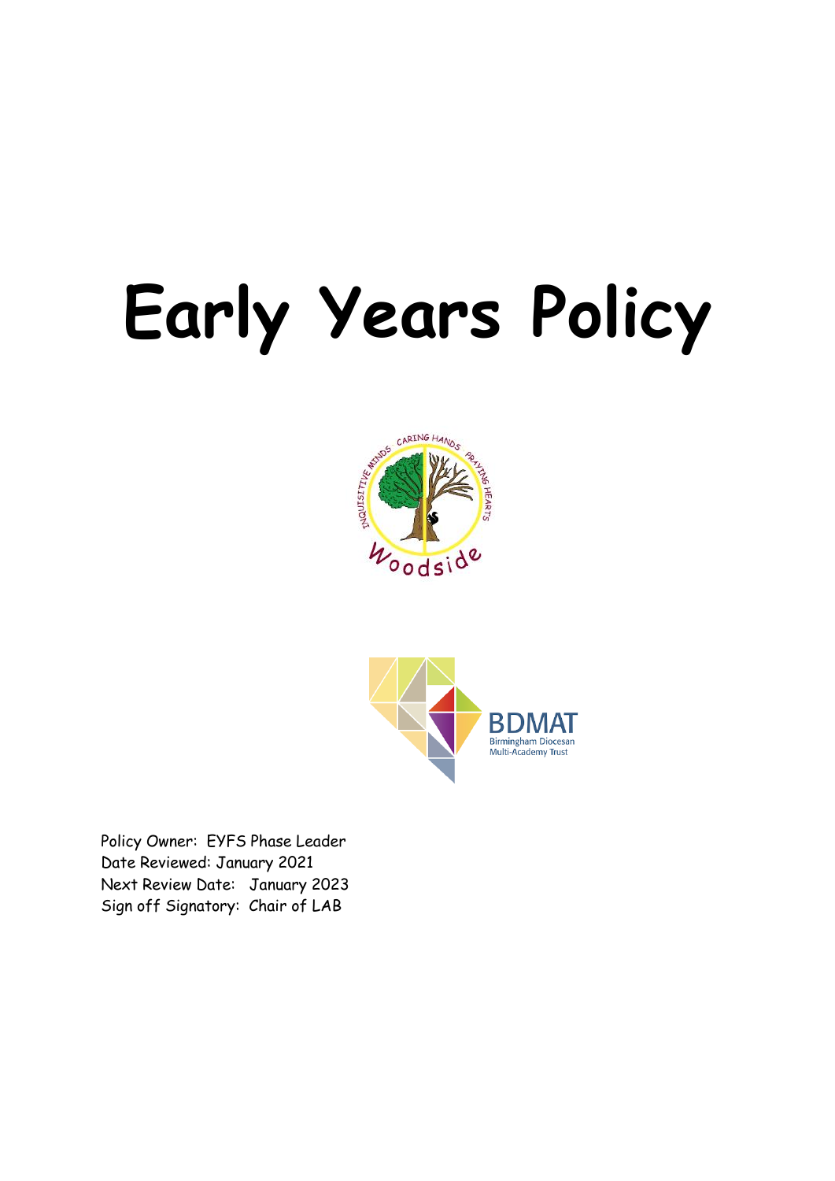# Early Years Policy

Policy Owner: EYFS Phase Leader
Date Reviewed: January 2021
Next Review Date: January 2023
Sign off Signatory: Chair of LAB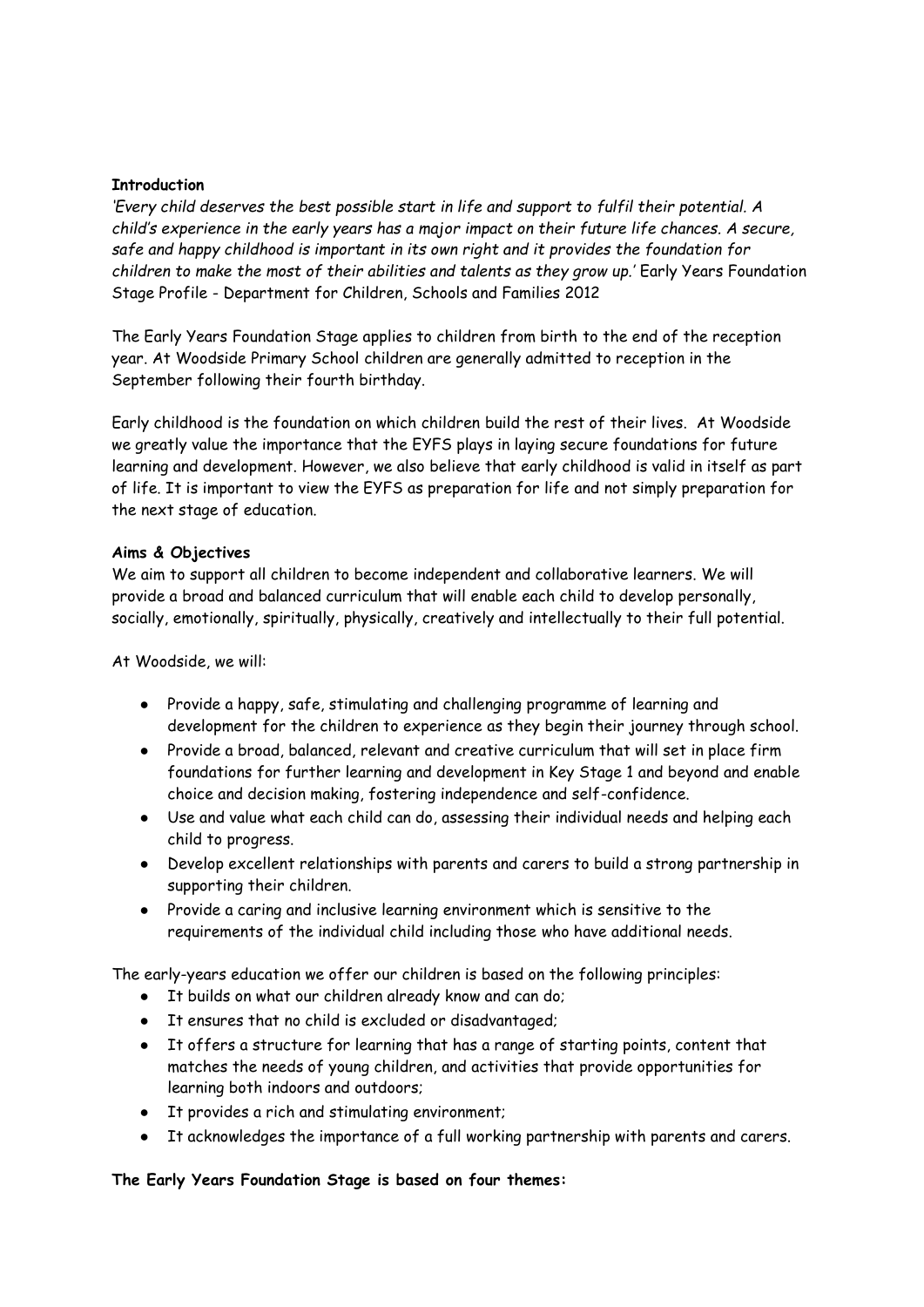**Introduction**

*'Every child deserves the best possible start in life and support to fulfil their potential. A child's experience in the early years has a major impact on their future life chances. A secure, safe and happy childhood is important in its own right and it provides the foundation for children to make the most of their abilities and talents as they grow up.'* Early Years Foundation Stage Profile - Department for Children, Schools and Families 2012

The Early Years Foundation Stage applies to children from birth to the end of the reception year. At Woodside Primary School children are generally admitted to reception in the September following their fourth birthday.

Early childhood is the foundation on which children build the rest of their lives. At Woodside we greatly value the importance that the EYFS plays in laying secure foundations for future learning and development. However, we also believe that early childhood is valid in itself as part of life. It is important to view the EYFS as preparation for life and not simply preparation for the next stage of education.

**Aims & Objectives**

We aim to support all children to become independent and collaborative learners. We will provide a broad and balanced curriculum that will enable each child to develop personally, socially, emotionally, spiritually, physically, creatively and intellectually to their full potential.

At Woodside, we will:

- Provide a happy, safe, stimulating and challenging programme of learning and development for the children to experience as they begin their journey through school.
- Provide a broad, balanced, relevant and creative curriculum that will set in place firm foundations for further learning and development in Key Stage 1 and beyond and enable choice and decision making, fostering independence and self-confidence.
- Use and value what each child can do, assessing their individual needs and helping each child to progress.
- Develop excellent relationships with parents and carers to build a strong partnership in supporting their children.
- Provide a caring and inclusive learning environment which is sensitive to the requirements of the individual child including those who have additional needs.

The early-years education we offer our children is based on the following principles:

- It builds on what our children already know and can do;
- It ensures that no child is excluded or disadvantaged;
- It offers a structure for learning that has a range of starting points, content that matches the needs of young children, and activities that provide opportunities for learning both indoors and outdoors;
- It provides a rich and stimulating environment;
- It acknowledges the importance of a full working partnership with parents and carers.

**The Early Years Foundation Stage is based on four themes:**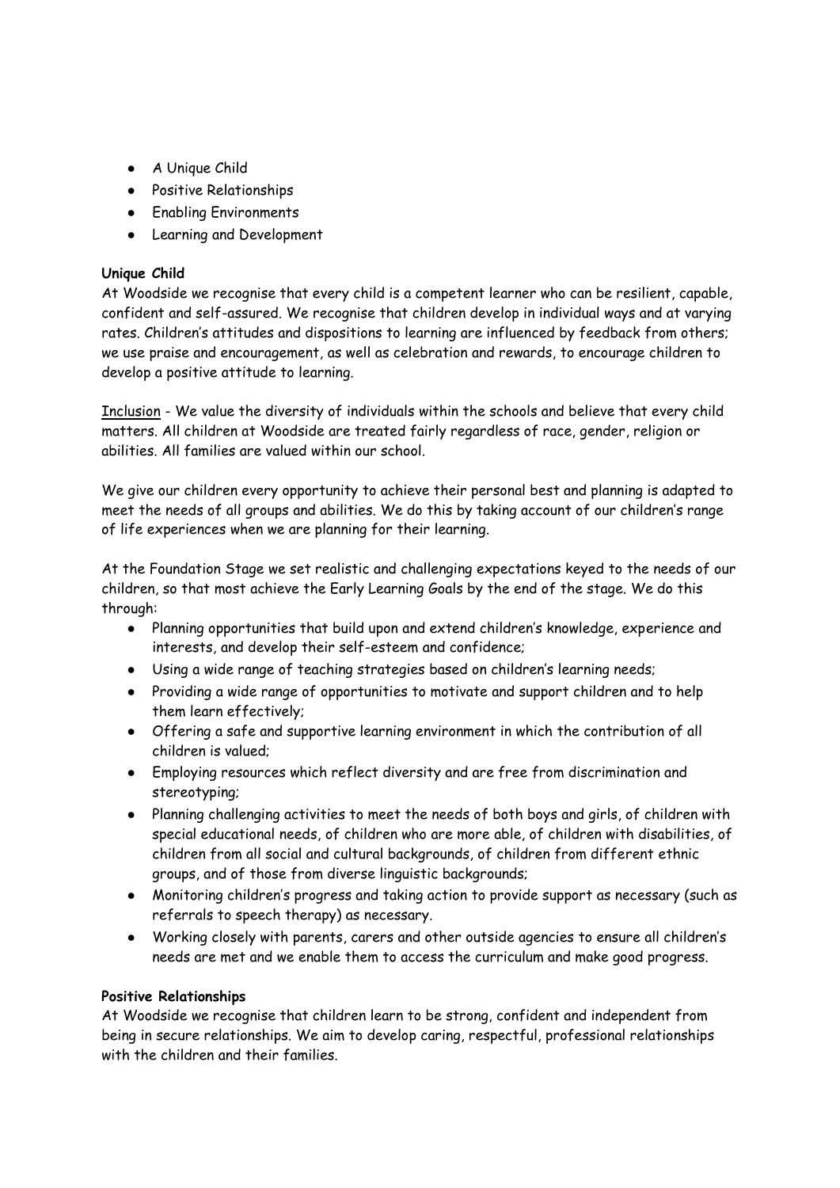- A Unique Child
- Positive Relationships
- Enabling Environments
- Learning and Development

**Unique Child**

At Woodside we recognise that every child is a competent learner who can be resilient, capable, confident and self-assured. We recognise that children develop in individual ways and at varying rates. Children's attitudes and dispositions to learning are influenced by feedback from others; we use praise and encouragement, as well as celebration and rewards, to encourage children to develop a positive attitude to learning.

Inclusion - We value the diversity of individuals within the schools and believe that every child matters. All children at Woodside are treated fairly regardless of race, gender, religion or abilities. All families are valued within our school.

We give our children every opportunity to achieve their personal best and planning is adapted to meet the needs of all groups and abilities. We do this by taking account of our children's range of life experiences when we are planning for their learning.

At the Foundation Stage we set realistic and challenging expectations keyed to the needs of our children, so that most achieve the Early Learning Goals by the end of the stage. We do this through:

- Planning opportunities that build upon and extend children's knowledge, experience and interests, and develop their self-esteem and confidence;
- Using a wide range of teaching strategies based on children's learning needs;
- Providing a wide range of opportunities to motivate and support children and to help them learn effectively;
- Offering a safe and supportive learning environment in which the contribution of all children is valued;
- Employing resources which reflect diversity and are free from discrimination and stereotyping;
- Planning challenging activities to meet the needs of both boys and girls, of children with special educational needs, of children who are more able, of children with disabilities, of children from all social and cultural backgrounds, of children from different ethnic groups, and of those from diverse linguistic backgrounds;
- Monitoring children's progress and taking action to provide support as necessary (such as referrals to speech therapy) as necessary.
- Working closely with parents, carers and other outside agencies to ensure all children's needs are met and we enable them to access the curriculum and make good progress.

**Positive Relationships**

At Woodside we recognise that children learn to be strong, confident and independent from being in secure relationships. We aim to develop caring, respectful, professional relationships with the children and their families.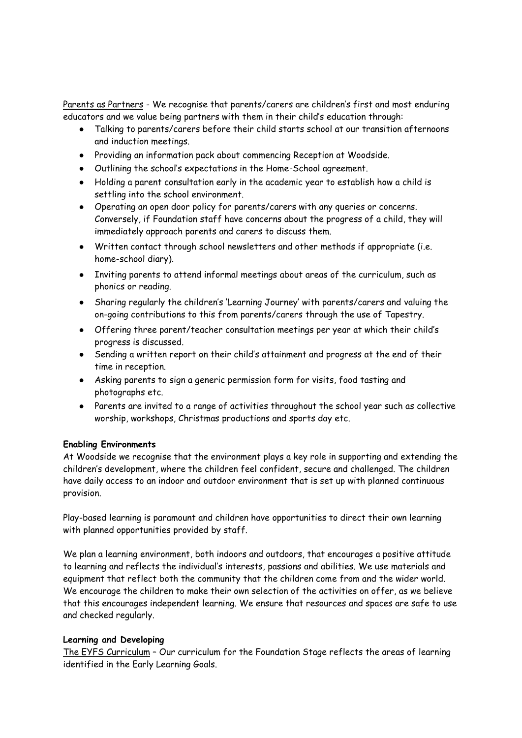Parents as Partners - We recognise that parents/carers are children's first and most enduring educators and we value being partners with them in their child's education through:

- Talking to parents/carers before their child starts school at our transition afternoons and induction meetings.
- Providing an information pack about commencing Reception at Woodside.
- Outlining the school's expectations in the Home-School agreement.
- Holding a parent consultation early in the academic year to establish how a child is settling into the school environment.
- Operating an open door policy for parents/carers with any queries or concerns. Conversely, if Foundation staff have concerns about the progress of a child, they will immediately approach parents and carers to discuss them.
- Written contact through school newsletters and other methods if appropriate (i.e. home-school diary).
- Inviting parents to attend informal meetings about areas of the curriculum, such as phonics or reading.
- Sharing regularly the children's 'Learning Journey' with parents/carers and valuing the on-going contributions to this from parents/carers through the use of Tapestry.
- Offering three parent/teacher consultation meetings per year at which their child's progress is discussed.
- Sending a written report on their child's attainment and progress at the end of their time in reception.
- Asking parents to sign a generic permission form for visits, food tasting and photographs etc.
- Parents are invited to a range of activities throughout the school year such as collective worship, workshops, Christmas productions and sports day etc.

**Enabling Environments**

At Woodside we recognise that the environment plays a key role in supporting and extending the children's development, where the children feel confident, secure and challenged. The children have daily access to an indoor and outdoor environment that is set up with planned continuous provision.

Play-based learning is paramount and children have opportunities to direct their own learning with planned opportunities provided by staff.

We plan a learning environment, both indoors and outdoors, that encourages a positive attitude to learning and reflects the individual's interests, passions and abilities. We use materials and equipment that reflect both the community that the children come from and the wider world. We encourage the children to make their own selection of the activities on offer, as we believe that this encourages independent learning. We ensure that resources and spaces are safe to use and checked regularly.

**Learning and Developing**

The EYFS Curriculum – Our curriculum for the Foundation Stage reflects the areas of learning identified in the Early Learning Goals.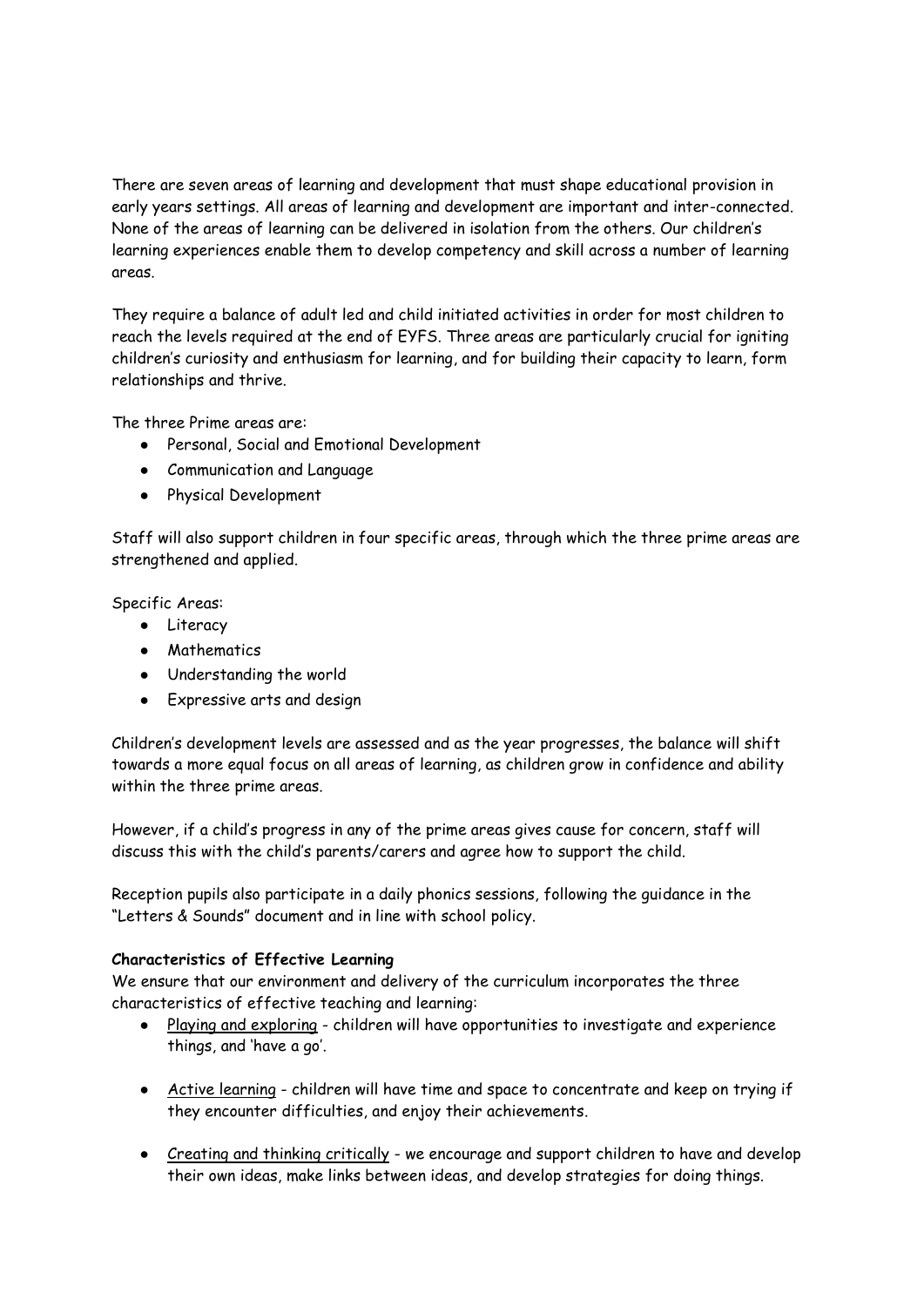There are seven areas of learning and development that must shape educational provision in early years settings. All areas of learning and development are important and inter-connected. None of the areas of learning can be delivered in isolation from the others. Our children's learning experiences enable them to develop competency and skill across a number of learning areas.

They require a balance of adult led and child initiated activities in order for most children to reach the levels required at the end of EYFS. Three areas are particularly crucial for igniting children's curiosity and enthusiasm for learning, and for building their capacity to learn, form relationships and thrive.

The three Prime areas are:

- Personal, Social and Emotional Development
- Communication and Language
- Physical Development

Staff will also support children in four specific areas, through which the three prime areas are strengthened and applied.

Specific Areas:

- Literacy
- Mathematics
- Understanding the world
- Expressive arts and design

Children's development levels are assessed and as the year progresses, the balance will shift towards a more equal focus on all areas of learning, as children grow in confidence and ability within the three prime areas.

However, if a child's progress in any of the prime areas gives cause for concern, staff will discuss this with the child's parents/carers and agree how to support the child.

Reception pupils also participate in a daily phonics sessions, following the guidance in the "Letters & Sounds" document and in line with school policy.

**Characteristics of Effective Learning**

We ensure that our environment and delivery of the curriculum incorporates the three characteristics of effective teaching and learning:

- Playing and exploring - children will have opportunities to investigate and experience things, and 'have a go'.

- Active learning - children will have time and space to concentrate and keep on trying if they encounter difficulties, and enjoy their achievements.

- Creating and thinking critically - we encourage and support children to have and develop their own ideas, make links between ideas, and develop strategies for doing things.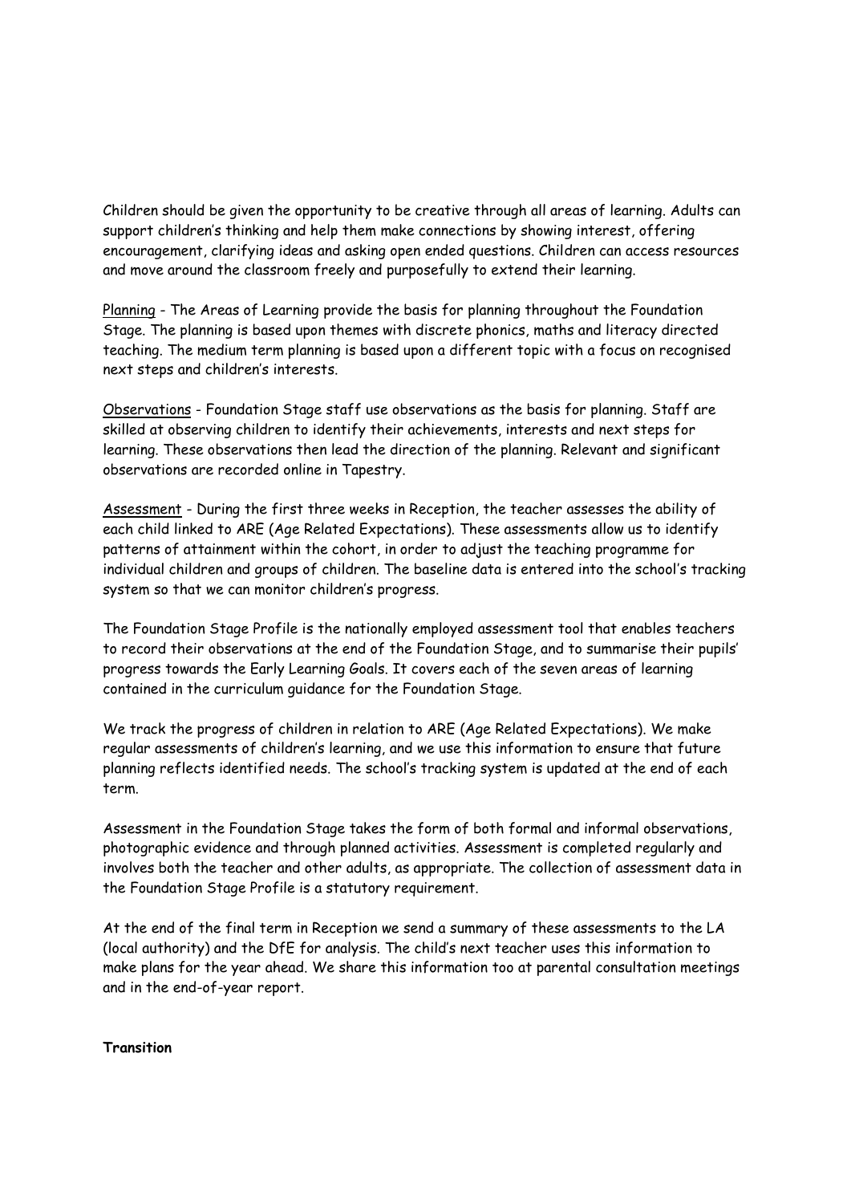Children should be given the opportunity to be creative through all areas of learning. Adults can support children's thinking and help them make connections by showing interest, offering encouragement, clarifying ideas and asking open ended questions. Children can access resources and move around the classroom freely and purposefully to extend their learning.

Planning - The Areas of Learning provide the basis for planning throughout the Foundation Stage. The planning is based upon themes with discrete phonics, maths and literacy directed teaching. The medium term planning is based upon a different topic with a focus on recognised next steps and children's interests.

Observations - Foundation Stage staff use observations as the basis for planning. Staff are skilled at observing children to identify their achievements, interests and next steps for learning. These observations then lead the direction of the planning. Relevant and significant observations are recorded online in Tapestry.

Assessment - During the first three weeks in Reception, the teacher assesses the ability of each child linked to ARE (Age Related Expectations). These assessments allow us to identify patterns of attainment within the cohort, in order to adjust the teaching programme for individual children and groups of children. The baseline data is entered into the school's tracking system so that we can monitor children's progress.

The Foundation Stage Profile is the nationally employed assessment tool that enables teachers to record their observations at the end of the Foundation Stage, and to summarise their pupils' progress towards the Early Learning Goals. It covers each of the seven areas of learning contained in the curriculum guidance for the Foundation Stage.

We track the progress of children in relation to ARE (Age Related Expectations). We make regular assessments of children's learning, and we use this information to ensure that future planning reflects identified needs. The school's tracking system is updated at the end of each term.

Assessment in the Foundation Stage takes the form of both formal and informal observations, photographic evidence and through planned activities. Assessment is completed regularly and involves both the teacher and other adults, as appropriate. The collection of assessment data in the Foundation Stage Profile is a statutory requirement.

At the end of the final term in Reception we send a summary of these assessments to the LA (local authority) and the DfE for analysis. The child's next teacher uses this information to make plans for the year ahead. We share this information too at parental consultation meetings and in the end-of-year report.

**Transition**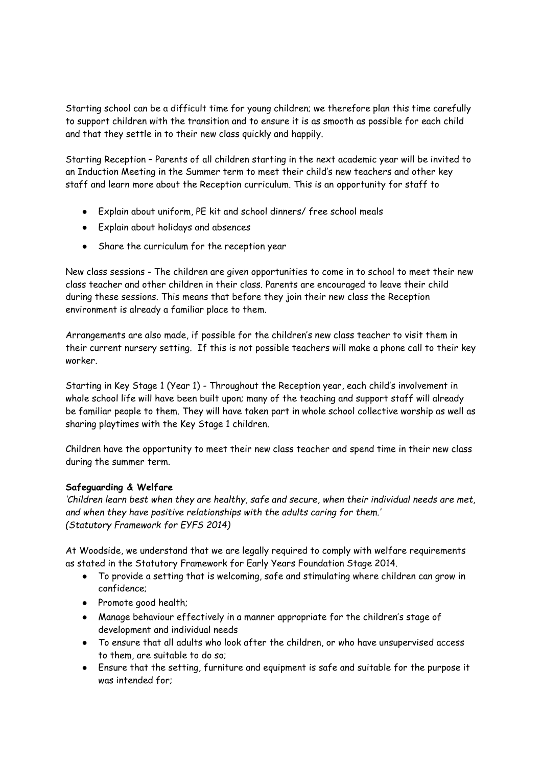Starting school can be a difficult time for young children; we therefore plan this time carefully to support children with the transition and to ensure it is as smooth as possible for each child and that they settle in to their new class quickly and happily.

Starting Reception – Parents of all children starting in the next academic year will be invited to an Induction Meeting in the Summer term to meet their child's new teachers and other key staff and learn more about the Reception curriculum. This is an opportunity for staff to

- Explain about uniform, PE kit and school dinners/ free school meals
- Explain about holidays and absences
- Share the curriculum for the reception year

New class sessions - The children are given opportunities to come in to school to meet their new class teacher and other children in their class. Parents are encouraged to leave their child during these sessions. This means that before they join their new class the Reception environment is already a familiar place to them.

Arrangements are also made, if possible for the children's new class teacher to visit them in their current nursery setting. If this is not possible teachers will make a phone call to their key worker.

Starting in Key Stage 1 (Year 1) - Throughout the Reception year, each child's involvement in whole school life will have been built upon; many of the teaching and support staff will already be familiar people to them. They will have taken part in whole school collective worship as well as sharing playtimes with the Key Stage 1 children.

Children have the opportunity to meet their new class teacher and spend time in their new class during the summer term.

**Safeguarding & Welfare**

*'Children learn best when they are healthy, safe and secure, when their individual needs are met, and when they have positive relationships with the adults caring for them.'*
*(Statutory Framework for EYFS 2014)*

At Woodside, we understand that we are legally required to comply with welfare requirements as stated in the Statutory Framework for Early Years Foundation Stage 2014.

- To provide a setting that is welcoming, safe and stimulating where children can grow in confidence;
- Promote good health;
- Manage behaviour effectively in a manner appropriate for the children's stage of development and individual needs
- To ensure that all adults who look after the children, or who have unsupervised access to them, are suitable to do so;
- Ensure that the setting, furniture and equipment is safe and suitable for the purpose it was intended for;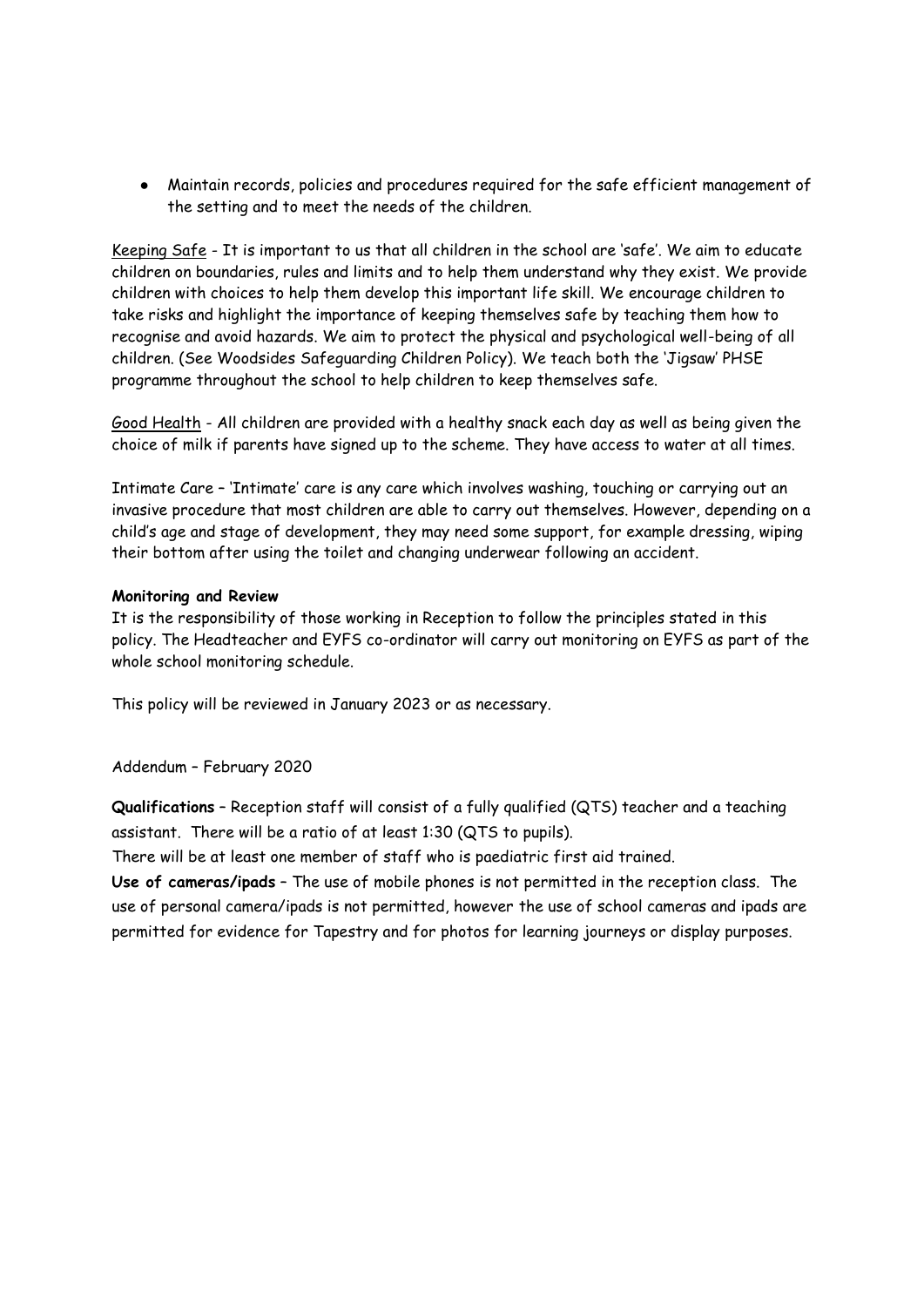- Maintain records, policies and procedures required for the safe efficient management of the setting and to meet the needs of the children.

Keeping Safe - It is important to us that all children in the school are 'safe'. We aim to educate children on boundaries, rules and limits and to help them understand why they exist. We provide children with choices to help them develop this important life skill. We encourage children to take risks and highlight the importance of keeping themselves safe by teaching them how to recognise and avoid hazards. We aim to protect the physical and psychological well-being of all children. (See Woodsides Safeguarding Children Policy). We teach both the 'Jigsaw' PHSE programme throughout the school to help children to keep themselves safe.

Good Health - All children are provided with a healthy snack each day as well as being given the choice of milk if parents have signed up to the scheme. They have access to water at all times.

Intimate Care – 'Intimate' care is any care which involves washing, touching or carrying out an invasive procedure that most children are able to carry out themselves. However, depending on a child's age and stage of development, they may need some support, for example dressing, wiping their bottom after using the toilet and changing underwear following an accident.

**Monitoring and Review**

It is the responsibility of those working in Reception to follow the principles stated in this policy. The Headteacher and EYFS co-ordinator will carry out monitoring on EYFS as part of the whole school monitoring schedule.

This policy will be reviewed in January 2023 or as necessary.

Addendum – February 2020

**Qualifications** – Reception staff will consist of a fully qualified (QTS) teacher and a teaching assistant. There will be a ratio of at least 1:30 (QTS to pupils).

There will be at least one member of staff who is paediatric first aid trained.

**Use of cameras/ipads** – The use of mobile phones is not permitted in the reception class. The use of personal camera/ipads is not permitted, however the use of school cameras and ipads are permitted for evidence for Tapestry and for photos for learning journeys or display purposes.